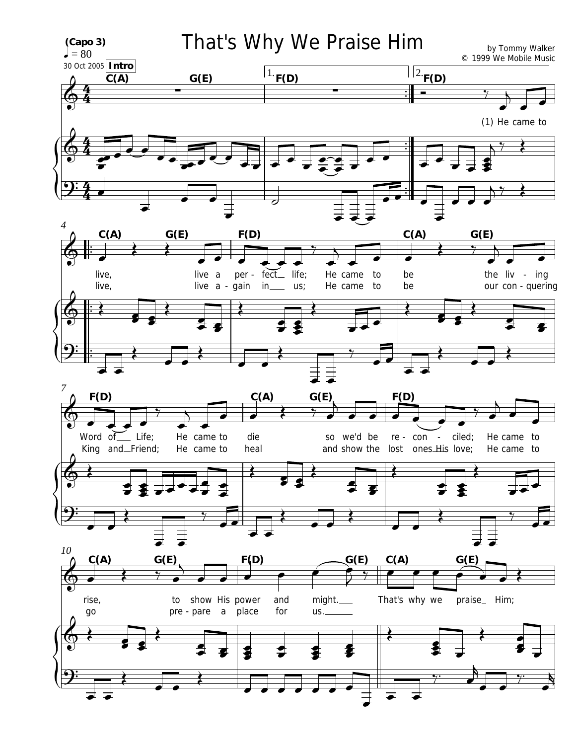# That's Why We Praise Him

(Capo 3)
♩ = 80

by Tommy Walker
© 1999 We Mobile Music

30 Oct 2005

**Intro**

C(A) G(E) | 1. F(D) | 2. F(D)

(1) He came to

C(A) G(E) F(D) C(A) G(E)

live, live a per - fect life; He came to be the liv - ing
live, live a - gain in us; He came to be our con - quering

F(D) C(A) G(E) F(D)

Word of Life; He came to die so we'd be re - con - ciled; He came to
King and Friend; He came to heal and show the lost ones His love; He came to

C(A) G(E) F(D) G(E) C(A) G(E)

rise, to show His power and might. That's why we praise Him;
go pre - pare a place for us.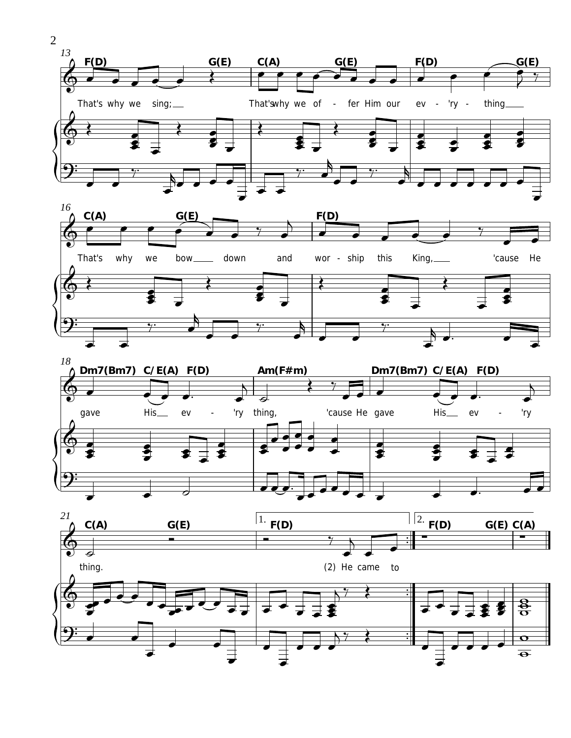13

F(D) G(E) C(A) G(E) F(D) G(E)

That's why we sing; That's why we of - fer Him our ev - 'ry - thing

16

C(A) G(E) F(D)

That's why we bow down and wor - ship this King, 'cause He

18

Dm7(Bm7) C/E(A) F(D) Am(F#m) Dm7(Bm7) C/E(A) F(D)

gave His ev - 'ry thing, 'cause He gave His ev - 'ry

21

C(A) G(E) 1. F(D) 2. F(D) G(E) C(A)

thing. (2) He came to